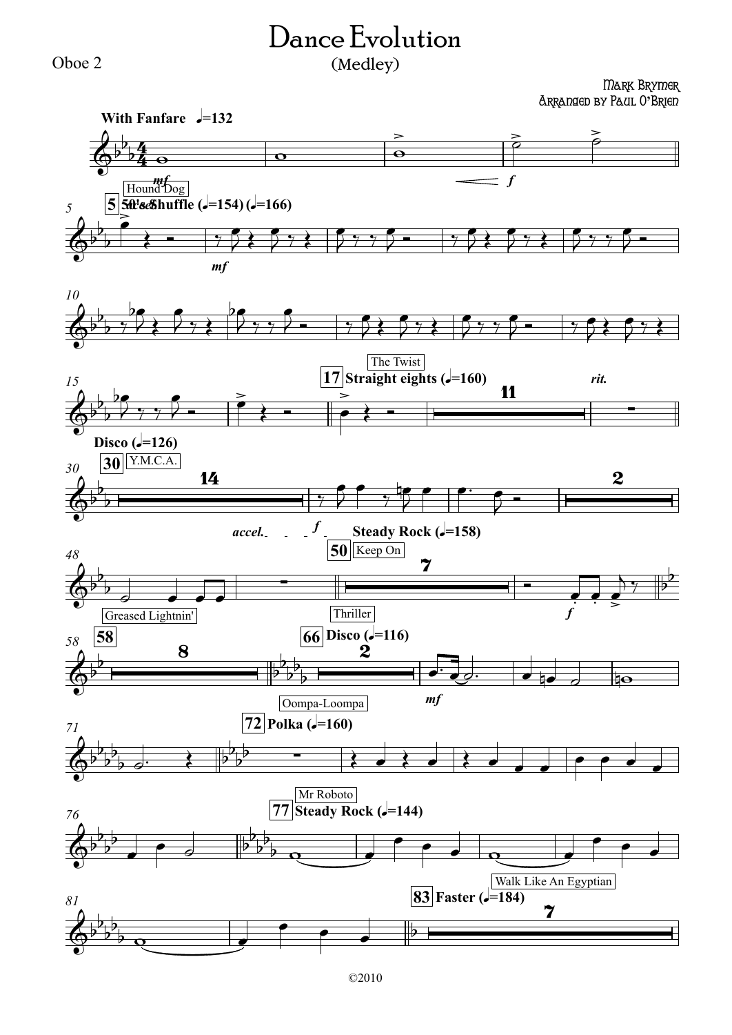# Dance Evolution

(Medley)

Oboe 2

Mark Brymer
Arranged by Paul O'Brien

With Fanfare ♩=132

5 Hound Dog — 50's Shuffle (♩=154) (♩=166)

17 The Twist — Straight eights (♩=160) — *rit.*

30 Y.M.C.A. — Disco (♩=126) — *accel.*

Greased Lightnin' — Steady Rock (♩=158)

50 Keep On — Thriller

58

66 Disco (♩=116) — Oompa-Loompa

72 Polka (♩=160)

77 Mr Roboto — Steady Rock (♩=144)

83 Walk Like An Egyptian — Faster (♩=184)

©2010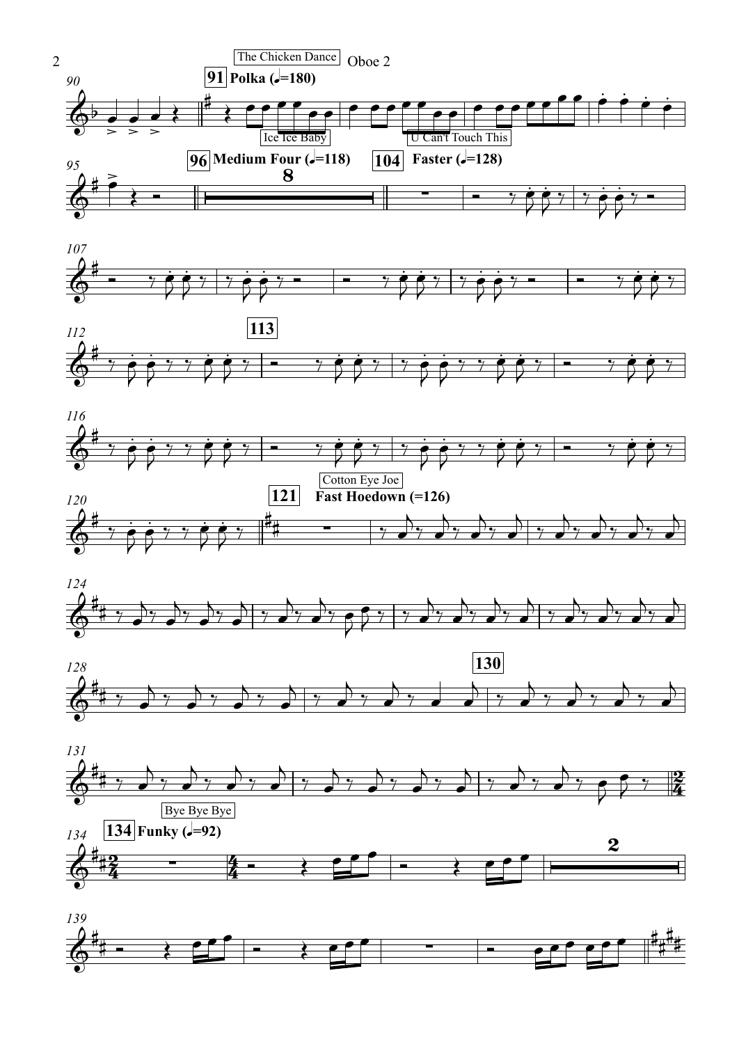The Chicken Dance

**91** Polka (♩.=180)

Ice Ice Baby

U Can't Touch This

**96** Medium Four (𝅗𝅥=118)

8

**104** Faster (♩=128)

**113**

Cotton Eye Joe

**121** Fast Hoedown (=126)

**130**

Bye Bye Bye

**134** Funky (♩=92)

2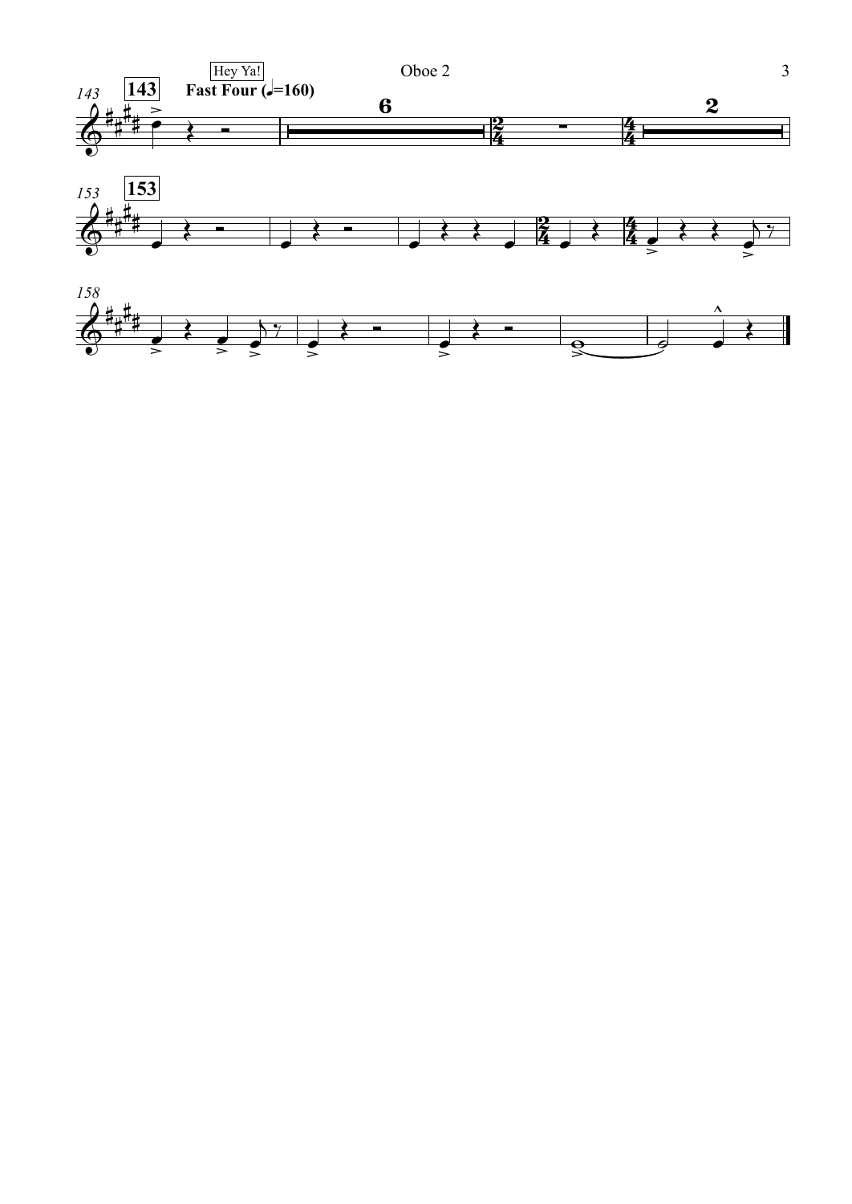Hey Ya!

**Fast Four (♩=160)**